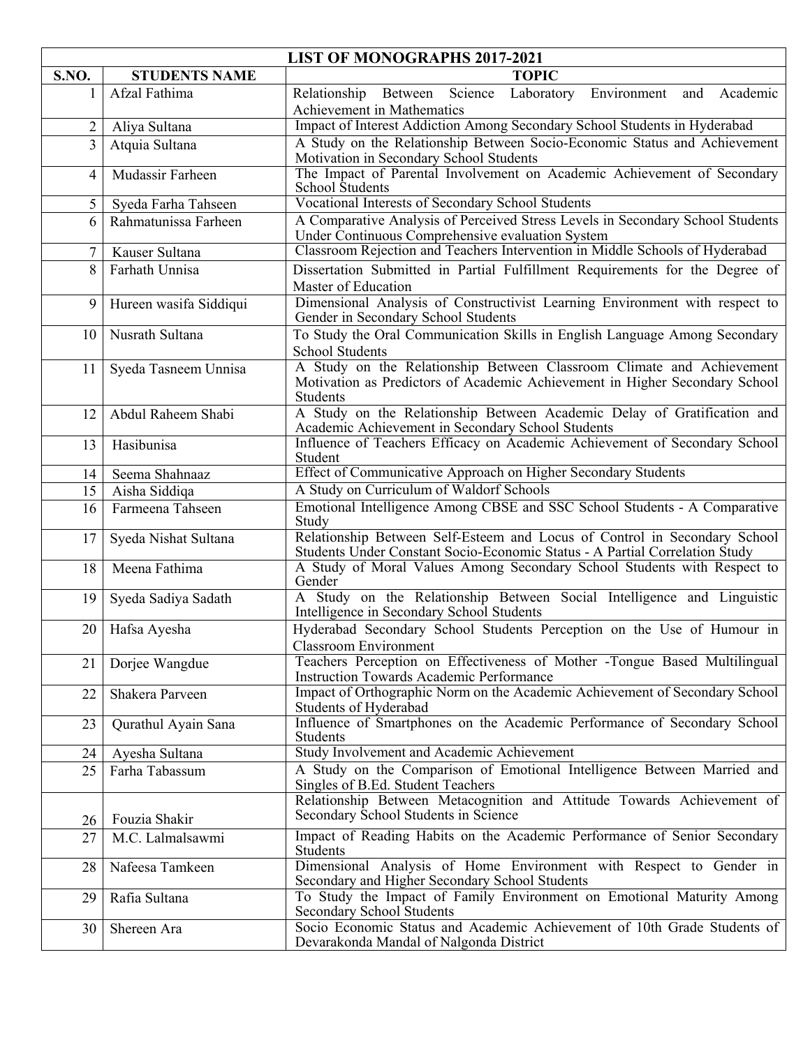| LIST OF MONOGRAPHS 2017-2021 | | |
|---|---|---|
| **S.NO.** | **STUDENTS NAME** | **TOPIC** |
| 1 | Afzal Fathima | Relationship Between Science Laboratory Environment and Academic Achievement in Mathematics |
| 2 | Aliya Sultana | Impact of Interest Addiction Among Secondary School Students in Hyderabad |
| 3 | Atquia Sultana | A Study on the Relationship Between Socio-Economic Status and Achievement Motivation in Secondary School Students |
| 4 | Mudassir Farheen | The Impact of Parental Involvement on Academic Achievement of Secondary School Students |
| 5 | Syeda Farha Tahseen | Vocational Interests of Secondary School Students |
| 6 | Rahmatunissa Farheen | A Comparative Analysis of Perceived Stress Levels in Secondary School Students Under Continuous Comprehensive evaluation System |
| 7 | Kauser Sultana | Classroom Rejection and Teachers Intervention in Middle Schools of Hyderabad |
| 8 | Farhath Unnisa | Dissertation Submitted in Partial Fulfillment Requirements for the Degree of Master of Education |
| 9 | Hureen wasifa Siddiqui | Dimensional Analysis of Constructivist Learning Environment with respect to Gender in Secondary School Students |
| 10 | Nusrath Sultana | To Study the Oral Communication Skills in English Language Among Secondary School Students |
| 11 | Syeda Tasneem Unnisa | A Study on the Relationship Between Classroom Climate and Achievement Motivation as Predictors of Academic Achievement in Higher Secondary School Students |
| 12 | Abdul Raheem Shabi | A Study on the Relationship Between Academic Delay of Gratification and Academic Achievement in Secondary School Students |
| 13 | Hasibunisa | Influence of Teachers Efficacy on Academic Achievement of Secondary School Student |
| 14 | Seema Shahnaaz | Effect of Communicative Approach on Higher Secondary Students |
| 15 | Aisha Siddiqa | A Study on Curriculum of Waldorf Schools |
| 16 | Farmeena Tahseen | Emotional Intelligence Among CBSE and SSC School Students - A Comparative Study |
| 17 | Syeda Nishat Sultana | Relationship Between Self-Esteem and Locus of Control in Secondary School Students Under Constant Socio-Economic Status - A Partial Correlation Study |
| 18 | Meena Fathima | A Study of Moral Values Among Secondary School Students with Respect to Gender |
| 19 | Syeda Sadiya Sadath | A Study on the Relationship Between Social Intelligence and Linguistic Intelligence in Secondary School Students |
| 20 | Hafsa Ayesha | Hyderabad Secondary School Students Perception on the Use of Humour in Classroom Environment |
| 21 | Dorjee Wangdue | Teachers Perception on Effectiveness of Mother -Tongue Based Multilingual Instruction Towards Academic Performance |
| 22 | Shakera Parveen | Impact of Orthographic Norm on the Academic Achievement of Secondary School Students of Hyderabad |
| 23 | Qurathul Ayain Sana | Influence of Smartphones on the Academic Performance of Secondary School Students |
| 24 | Ayesha Sultana | Study Involvement and Academic Achievement |
| 25 | Farha Tabassum | A Study on the Comparison of Emotional Intelligence Between Married and Singles of B.Ed. Student Teachers |
| 26 | Fouzia Shakir | Relationship Between Metacognition and Attitude Towards Achievement of Secondary School Students in Science |
| 27 | M.C. Lalmalsawmi | Impact of Reading Habits on the Academic Performance of Senior Secondary Students |
| 28 | Nafeesa Tamkeen | Dimensional Analysis of Home Environment with Respect to Gender in Secondary and Higher Secondary School Students |
| 29 | Rafia Sultana | To Study the Impact of Family Environment on Emotional Maturity Among Secondary School Students |
| 30 | Shereen Ara | Socio Economic Status and Academic Achievement of 10th Grade Students of Devarakonda Mandal of Nalgonda District |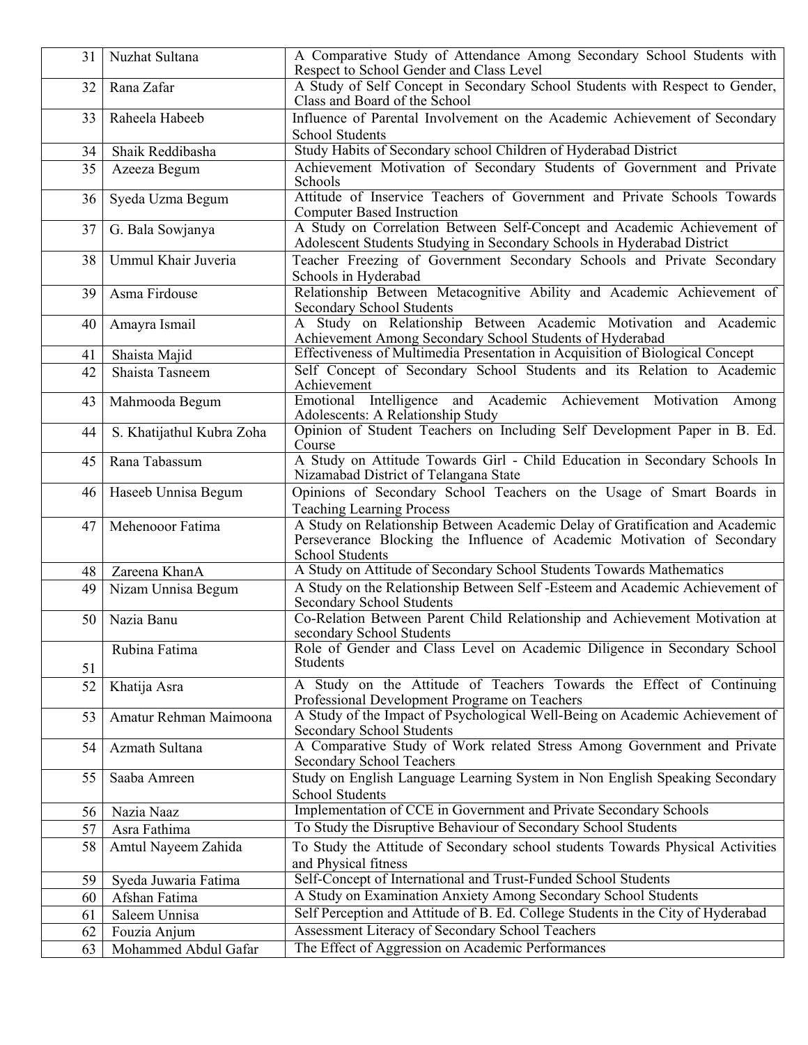| | | |
|---|---|---|
| 31 | Nuzhat Sultana | A Comparative Study of Attendance Among Secondary School Students with Respect to School Gender and Class Level |
| 32 | Rana Zafar | A Study of Self Concept in Secondary School Students with Respect to Gender, Class and Board of the School |
| 33 | Raheela Habeeb | Influence of Parental Involvement on the Academic Achievement of Secondary School Students |
| 34 | Shaik Reddibasha | Study Habits of Secondary school Children of Hyderabad District |
| 35 | Azeeza Begum | Achievement Motivation of Secondary Students of Government and Private Schools |
| 36 | Syeda Uzma Begum | Attitude of Inservice Teachers of Government and Private Schools Towards Computer Based Instruction |
| 37 | G. Bala Sowjanya | A Study on Correlation Between Self-Concept and Academic Achievement of Adolescent Students Studying in Secondary Schools in Hyderabad District |
| 38 | Ummul Khair Juveria | Teacher Freezing of Government Secondary Schools and Private Secondary Schools in Hyderabad |
| 39 | Asma Firdouse | Relationship Between Metacognitive Ability and Academic Achievement of Secondary School Students |
| 40 | Amayra Ismail | A Study on Relationship Between Academic Motivation and Academic Achievement Among Secondary School Students of Hyderabad |
| 41 | Shaista Majid | Effectiveness of Multimedia Presentation in Acquisition of Biological Concept |
| 42 | Shaista Tasneem | Self Concept of Secondary School Students and its Relation to Academic Achievement |
| 43 | Mahmooda Begum | Emotional Intelligence and Academic Achievement Motivation Among Adolescents: A Relationship Study |
| 44 | S. Khatijathul Kubra Zoha | Opinion of Student Teachers on Including Self Development Paper in B. Ed. Course |
| 45 | Rana Tabassum | A Study on Attitude Towards Girl - Child Education in Secondary Schools In Nizamabad District of Telangana State |
| 46 | Haseeb Unnisa Begum | Opinions of Secondary School Teachers on the Usage of Smart Boards in Teaching Learning Process |
| 47 | Mehenooor Fatima | A Study on Relationship Between Academic Delay of Gratification and Academic Perseverance Blocking the Influence of Academic Motivation of Secondary School Students |
| 48 | Zareena KhanA | A Study on Attitude of Secondary School Students Towards Mathematics |
| 49 | Nizam Unnisa Begum | A Study on the Relationship Between Self -Esteem and Academic Achievement of Secondary School Students |
| 50 | Nazia Banu | Co-Relation Between Parent Child Relationship and Achievement Motivation at secondary School Students |
| 51 | Rubina Fatima | Role of Gender and Class Level on Academic Diligence in Secondary School Students |
| 52 | Khatija Asra | A Study on the Attitude of Teachers Towards the Effect of Continuing Professional Development Programe on Teachers |
| 53 | Amatur Rehman Maimoona | A Study of the Impact of Psychological Well-Being on Academic Achievement of Secondary School Students |
| 54 | Azmath Sultana | A Comparative Study of Work related Stress Among Government and Private Secondary School Teachers |
| 55 | Saaba Amreen | Study on English Language Learning System in Non English Speaking Secondary School Students |
| 56 | Nazia Naaz | Implementation of CCE in Government and Private Secondary Schools |
| 57 | Asra Fathima | To Study the Disruptive Behaviour of Secondary School Students |
| 58 | Amtul Nayeem Zahida | To Study the Attitude of Secondary school students Towards Physical Activities and Physical fitness |
| 59 | Syeda Juwaria Fatima | Self-Concept of International and Trust-Funded School Students |
| 60 | Afshan Fatima | A Study on Examination Anxiety Among Secondary School Students |
| 61 | Saleem Unnisa | Self Perception and Attitude of B. Ed. College Students in the City of Hyderabad |
| 62 | Fouzia Anjum | Assessment Literacy of Secondary School Teachers |
| 63 | Mohammed Abdul Gafar | The Effect of Aggression on Academic Performances |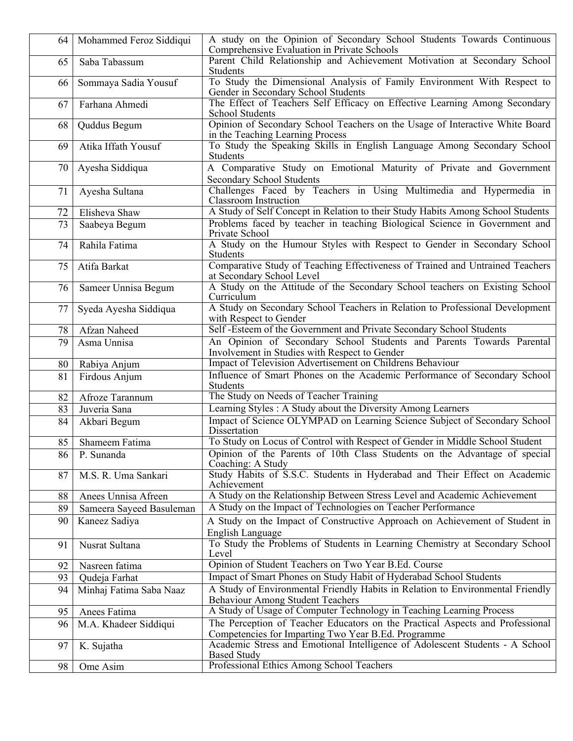| 64 | Mohammed Feroz Siddiqui | A study on the Opinion of Secondary School Students Towards Continuous Comprehensive Evaluation in Private Schools |
|---|---|---|
| 65 | Saba Tabassum | Parent Child Relationship and Achievement Motivation at Secondary School Students |
| 66 | Sommaya Sadia Yousuf | To Study the Dimensional Analysis of Family Environment With Respect to Gender in Secondary School Students |
| 67 | Farhana Ahmedi | The Effect of Teachers Self Efficacy on Effective Learning Among Secondary School Students |
| 68 | Quddus Begum | Opinion of Secondary School Teachers on the Usage of Interactive White Board in the Teaching Learning Process |
| 69 | Atika Iffath Yousuf | To Study the Speaking Skills in English Language Among Secondary School Students |
| 70 | Ayesha Siddiqua | A Comparative Study on Emotional Maturity of Private and Government Secondary School Students |
| 71 | Ayesha Sultana | Challenges Faced by Teachers in Using Multimedia and Hypermedia in Classroom Instruction |
| 72 | Elisheva Shaw | A Study of Self Concept in Relation to their Study Habits Among School Students |
| 73 | Saabeya Begum | Problems faced by teacher in teaching Biological Science in Government and Private School |
| 74 | Rahila Fatima | A Study on the Humour Styles with Respect to Gender in Secondary School Students |
| 75 | Atifa Barkat | Comparative Study of Teaching Effectiveness of Trained and Untrained Teachers at Secondary School Level |
| 76 | Sameer Unnisa Begum | A Study on the Attitude of the Secondary School teachers on Existing School Curriculum |
| 77 | Syeda Ayesha Siddiqua | A Study on Secondary School Teachers in Relation to Professional Development with Respect to Gender |
| 78 | Afzan Naheed | Self -Esteem of the Government and Private Secondary School Students |
| 79 | Asma Unnisa | An Opinion of Secondary School Students and Parents Towards Parental Involvement in Studies with Respect to Gender |
| 80 | Rabiya Anjum | Impact of Television Advertisement on Childrens Behaviour |
| 81 | Firdous Anjum | Influence of Smart Phones on the Academic Performance of Secondary School Students |
| 82 | Afroze Tarannum | The Study on Needs of Teacher Training |
| 83 | Juveria Sana | Learning Styles : A Study about the Diversity Among Learners |
| 84 | Akbari Begum | Impact of Science OLYMPAD on Learning Science Subject of Secondary School Dissertation |
| 85 | Shameem Fatima | To Study on Locus of Control with Respect of Gender in Middle School Student |
| 86 | P. Sunanda | Opinion of the Parents of 10th Class Students on the Advantage of special Coaching: A Study |
| 87 | M.S. R. Uma Sankari | Study Habits of S.S.C. Students in Hyderabad and Their Effect on Academic Achievement |
| 88 | Anees Unnisa Afreen | A Study on the Relationship Between Stress Level and Academic Achievement |
| 89 | Sameera Sayeed Basuleman | A Study on the Impact of Technologies on Teacher Performance |
| 90 | Kaneez Sadiya | A Study on the Impact of Constructive Approach on Achievement of Student in English Language |
| 91 | Nusrat Sultana | To Study the Problems of Students in Learning Chemistry at Secondary School Level |
| 92 | Nasreen fatima | Opinion of Student Teachers on Two Year B.Ed. Course |
| 93 | Qudeja Farhat | Impact of Smart Phones on Study Habit of Hyderabad School Students |
| 94 | Minhaj Fatima Saba Naaz | A Study of Environmental Friendly Habits in Relation to Environmental Friendly Behaviour Among Student Teachers |
| 95 | Anees Fatima | A Study of Usage of Computer Technology in Teaching Learning Process |
| 96 | M.A. Khadeer Siddiqui | The Perception of Teacher Educators on the Practical Aspects and Professional Competencies for Imparting Two Year B.Ed. Programme |
| 97 | K. Sujatha | Academic Stress and Emotional Intelligence of Adolescent Students - A School Based Study |
| 98 | Ome Asim | Professional Ethics Among School Teachers |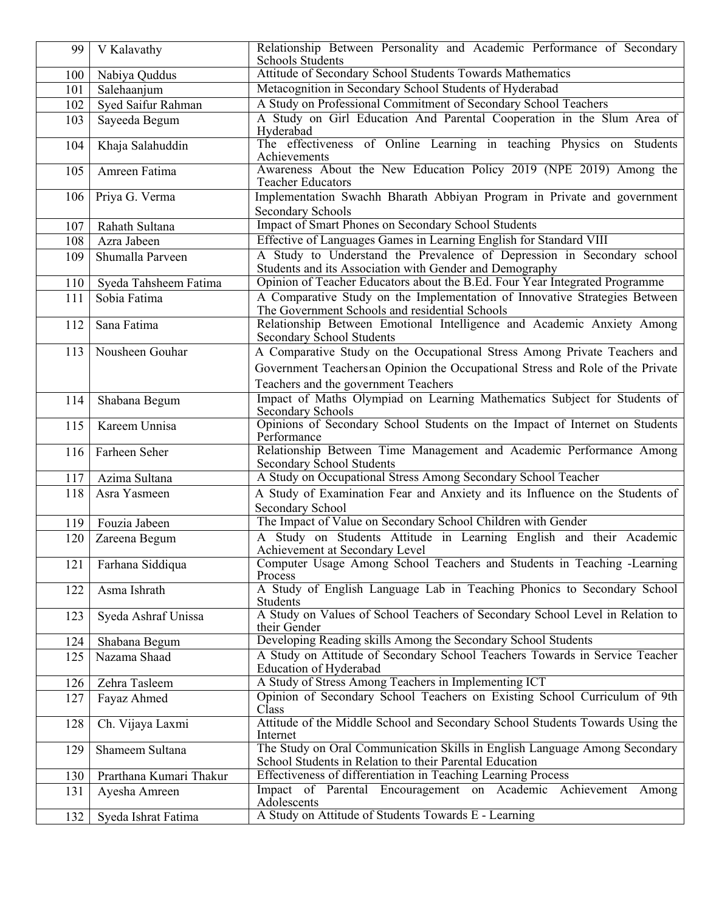| 99 | V Kalavathy | Relationship Between Personality and Academic Performance of Secondary Schools Students |
|---|---|---|
| 100 | Nabiya Quddus | Attitude of Secondary School Students Towards Mathematics |
| 101 | Salehaanjum | Metacognition in Secondary School Students of Hyderabad |
| 102 | Syed Saifur Rahman | A Study on Professional Commitment of Secondary School Teachers |
| 103 | Sayeeda Begum | A Study on Girl Education And Parental Cooperation in the Slum Area of Hyderabad |
| 104 | Khaja Salahuddin | The effectiveness of Online Learning in teaching Physics on Students Achievements |
| 105 | Amreen Fatima | Awareness About the New Education Policy 2019 (NPE 2019) Among the Teacher Educators |
| 106 | Priya G. Verma | Implementation Swachh Bharath Abbiyan Program in Private and government Secondary Schools |
| 107 | Rahath Sultana | Impact of Smart Phones on Secondary School Students |
| 108 | Azra Jabeen | Effective of Languages Games in Learning English for Standard VIII |
| 109 | Shumalla Parveen | A Study to Understand the Prevalence of Depression in Secondary school Students and its Association with Gender and Demography |
| 110 | Syeda Tahsheem Fatima | Opinion of Teacher Educators about the B.Ed. Four Year Integrated Programme |
| 111 | Sobia Fatima | A Comparative Study on the Implementation of Innovative Strategies Between The Government Schools and residential Schools |
| 112 | Sana Fatima | Relationship Between Emotional Intelligence and Academic Anxiety Among Secondary School Students |
| 113 | Nousheen Gouhar | A Comparative Study on the Occupational Stress Among Private Teachers and Government Teachersan Opinion the Occupational Stress and Role of the Private Teachers and the government Teachers |
| 114 | Shabana Begum | Impact of Maths Olympiad on Learning Mathematics Subject for Students of Secondary Schools |
| 115 | Kareem Unnisa | Opinions of Secondary School Students on the Impact of Internet on Students Performance |
| 116 | Farheen Seher | Relationship Between Time Management and Academic Performance Among Secondary School Students |
| 117 | Azima Sultana | A Study on Occupational Stress Among Secondary School Teacher |
| 118 | Asra Yasmeen | A Study of Examination Fear and Anxiety and its Influence on the Students of Secondary School |
| 119 | Fouzia Jabeen | The Impact of Value on Secondary School Children with Gender |
| 120 | Zareena Begum | A Study on Students Attitude in Learning English and their Academic Achievement at Secondary Level |
| 121 | Farhana Siddiqua | Computer Usage Among School Teachers and Students in Teaching -Learning Process |
| 122 | Asma Ishrath | A Study of English Language Lab in Teaching Phonics to Secondary School Students |
| 123 | Syeda Ashraf Unissa | A Study on Values of School Teachers of Secondary School Level in Relation to their Gender |
| 124 | Shabana Begum | Developing Reading skills Among the Secondary School Students |
| 125 | Nazama Shaad | A Study on Attitude of Secondary School Teachers Towards in Service Teacher Education of Hyderabad |
| 126 | Zehra Tasleem | A Study of Stress Among Teachers in Implementing ICT |
| 127 | Fayaz Ahmed | Opinion of Secondary School Teachers on Existing School Curriculum of 9th Class |
| 128 | Ch. Vijaya Laxmi | Attitude of the Middle School and Secondary School Students Towards Using the Internet |
| 129 | Shameem Sultana | The Study on Oral Communication Skills in English Language Among Secondary School Students in Relation to their Parental Education |
| 130 | Prarthana Kumari Thakur | Effectiveness of differentiation in Teaching Learning Process |
| 131 | Ayesha Amreen | Impact of Parental Encouragement on Academic Achievement Among Adolescents |
| 132 | Syeda Ishrat Fatima | A Study on Attitude of Students Towards E - Learning |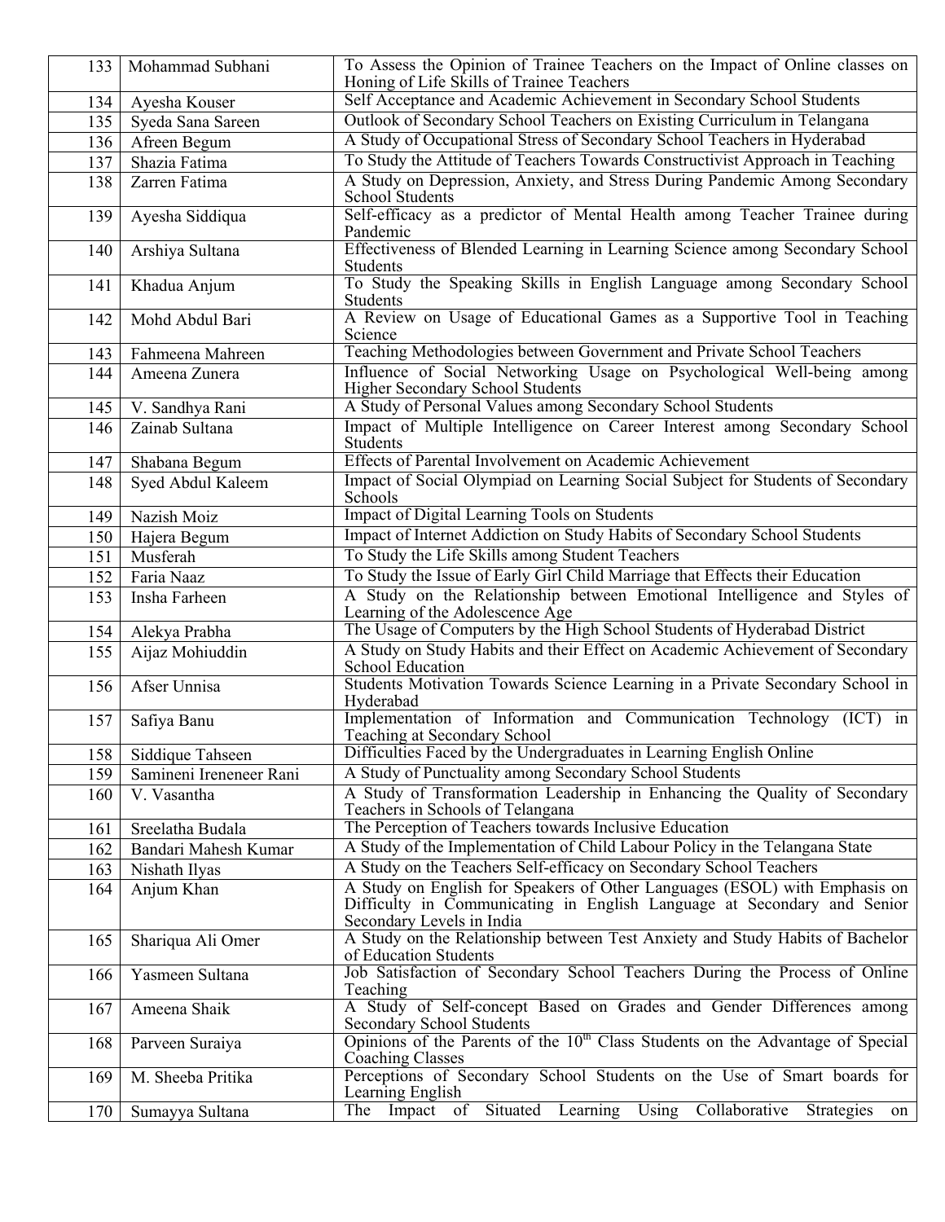| 133 | Mohammad Subhani | To Assess the Opinion of Trainee Teachers on the Impact of Online classes on Honing of Life Skills of Trainee Teachers |
|---|---|---|
| 134 | Ayesha Kouser | Self Acceptance and Academic Achievement in Secondary School Students |
| 135 | Syeda Sana Sareen | Outlook of Secondary School Teachers on Existing Curriculum in Telangana |
| 136 | Afreen Begum | A Study of Occupational Stress of Secondary School Teachers in Hyderabad |
| 137 | Shazia Fatima | To Study the Attitude of Teachers Towards Constructivist Approach in Teaching |
| 138 | Zarren Fatima | A Study on Depression, Anxiety, and Stress During Pandemic Among Secondary School Students |
| 139 | Ayesha Siddiqua | Self-efficacy as a predictor of Mental Health among Teacher Trainee during Pandemic |
| 140 | Arshiya Sultana | Effectiveness of Blended Learning in Learning Science among Secondary School Students |
| 141 | Khadua Anjum | To Study the Speaking Skills in English Language among Secondary School Students |
| 142 | Mohd Abdul Bari | A Review on Usage of Educational Games as a Supportive Tool in Teaching Science |
| 143 | Fahmeena Mahreen | Teaching Methodologies between Government and Private School Teachers |
| 144 | Ameena Zunera | Influence of Social Networking Usage on Psychological Well-being among Higher Secondary School Students |
| 145 | V. Sandhya Rani | A Study of Personal Values among Secondary School Students |
| 146 | Zainab Sultana | Impact of Multiple Intelligence on Career Interest among Secondary School Students |
| 147 | Shabana Begum | Effects of Parental Involvement on Academic Achievement |
| 148 | Syed Abdul Kaleem | Impact of Social Olympiad on Learning Social Subject for Students of Secondary Schools |
| 149 | Nazish Moiz | Impact of Digital Learning Tools on Students |
| 150 | Hajera Begum | Impact of Internet Addiction on Study Habits of Secondary School Students |
| 151 | Musferah | To Study the Life Skills among Student Teachers |
| 152 | Faria Naaz | To Study the Issue of Early Girl Child Marriage that Effects their Education |
| 153 | Insha Farheen | A Study on the Relationship between Emotional Intelligence and Styles of Learning of the Adolescence Age |
| 154 | Alekya Prabha | The Usage of Computers by the High School Students of Hyderabad District |
| 155 | Aijaz Mohiuddin | A Study on Study Habits and their Effect on Academic Achievement of Secondary School Education |
| 156 | Afser Unnisa | Students Motivation Towards Science Learning in a Private Secondary School in Hyderabad |
| 157 | Safiya Banu | Implementation of Information and Communication Technology (ICT) in Teaching at Secondary School |
| 158 | Siddique Tahseen | Difficulties Faced by the Undergraduates in Learning English Online |
| 159 | Samineni Ireneneer Rani | A Study of Punctuality among Secondary School Students |
| 160 | V. Vasantha | A Study of Transformation Leadership in Enhancing the Quality of Secondary Teachers in Schools of Telangana |
| 161 | Sreelatha Budala | The Perception of Teachers towards Inclusive Education |
| 162 | Bandari Mahesh Kumar | A Study of the Implementation of Child Labour Policy in the Telangana State |
| 163 | Nishath Ilyas | A Study on the Teachers Self-efficacy on Secondary School Teachers |
| 164 | Anjum Khan | A Study on English for Speakers of Other Languages (ESOL) with Emphasis on Difficulty in Communicating in English Language at Secondary and Senior Secondary Levels in India |
| 165 | Shariqua Ali Omer | A Study on the Relationship between Test Anxiety and Study Habits of Bachelor of Education Students |
| 166 | Yasmeen Sultana | Job Satisfaction of Secondary School Teachers During the Process of Online Teaching |
| 167 | Ameena Shaik | A Study of Self-concept Based on Grades and Gender Differences among Secondary School Students |
| 168 | Parveen Suraiya | Opinions of the Parents of the 10th Class Students on the Advantage of Special Coaching Classes |
| 169 | M. Sheeba Pritika | Perceptions of Secondary School Students on the Use of Smart boards for Learning English |
| 170 | Sumayya Sultana | The Impact of Situated Learning Using Collaborative Strategies on |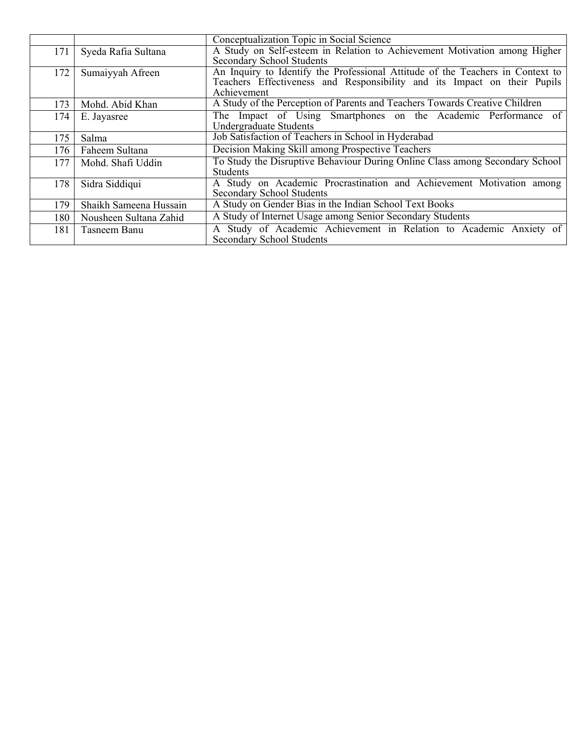| | | |
|---|---|---|
| | | Conceptualization Topic in Social Science |
| 171 | Syeda Rafia Sultana | A Study on Self-esteem in Relation to Achievement Motivation among Higher Secondary School Students |
| 172 | Sumaiyyah Afreen | An Inquiry to Identify the Professional Attitude of the Teachers in Context to Teachers Effectiveness and Responsibility and its Impact on their Pupils Achievement |
| 173 | Mohd. Abid Khan | A Study of the Perception of Parents and Teachers Towards Creative Children |
| 174 | E. Jayasree | The Impact of Using Smartphones on the Academic Performance of Undergraduate Students |
| 175 | Salma | Job Satisfaction of Teachers in School in Hyderabad |
| 176 | Faheem Sultana | Decision Making Skill among Prospective Teachers |
| 177 | Mohd. Shafi Uddin | To Study the Disruptive Behaviour During Online Class among Secondary School Students |
| 178 | Sidra Siddiqui | A Study on Academic Procrastination and Achievement Motivation among Secondary School Students |
| 179 | Shaikh Sameena Hussain | A Study on Gender Bias in the Indian School Text Books |
| 180 | Nousheen Sultana Zahid | A Study of Internet Usage among Senior Secondary Students |
| 181 | Tasneem Banu | A Study of Academic Achievement in Relation to Academic Anxiety of Secondary School Students |